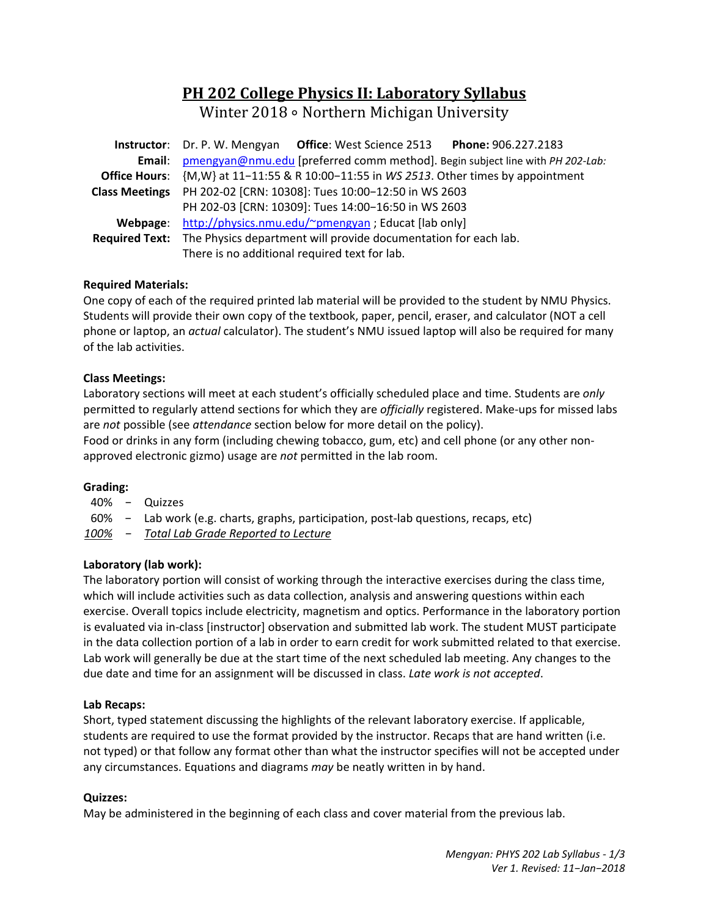# PH 202 College Physics II: Laboratory Syllabus

Winter 2018 ∘ Northern Michigan University

| | |
|---|---|
| **Instructor**: | Dr. P. W. Mengyan **Office**: West Science 2513 **Phone:** 906.227.2183 |
| **Email**: | pmengyan@nmu.edu [preferred comm method]. Begin subject line with *PH 202-Lab:* |
| **Office Hours**: | {M,W} at 11−11:55 & R 10:00−11:55 in *WS 2513*. Other times by appointment |
| **Class Meetings** | PH 202-02 [CRN: 10308]: Tues 10:00−12:50 in WS 2603 |
| | PH 202-03 [CRN: 10309]: Tues 14:00−16:50 in WS 2603 |
| **Webpage**: | http://physics.nmu.edu/~pmengyan ; Educat [lab only] |
| **Required Text:** | The Physics department will provide documentation for each lab. There is no additional required text for lab. |

**Required Materials:**

One copy of each of the required printed lab material will be provided to the student by NMU Physics. Students will provide their own copy of the textbook, paper, pencil, eraser, and calculator (NOT a cell phone or laptop, an *actual* calculator). The student's NMU issued laptop will also be required for many of the lab activities.

**Class Meetings:**

Laboratory sections will meet at each student's officially scheduled place and time. Students are *only* permitted to regularly attend sections for which they are *officially* registered. Make-ups for missed labs are *not* possible (see *attendance* section below for more detail on the policy).
Food or drinks in any form (including chewing tobacco, gum, etc) and cell phone (or any other non-approved electronic gizmo) usage are *not* permitted in the lab room.

**Grading:**

40% − Quizzes
60% − Lab work (e.g. charts, graphs, participation, post-lab questions, recaps, etc)
*100%* − *Total Lab Grade Reported to Lecture*

**Laboratory (lab work):**

The laboratory portion will consist of working through the interactive exercises during the class time, which will include activities such as data collection, analysis and answering questions within each exercise. Overall topics include electricity, magnetism and optics. Performance in the laboratory portion is evaluated via in-class [instructor] observation and submitted lab work. The student MUST participate in the data collection portion of a lab in order to earn credit for work submitted related to that exercise. Lab work will generally be due at the start time of the next scheduled lab meeting. Any changes to the due date and time for an assignment will be discussed in class. *Late work is not accepted*.

**Lab Recaps:**

Short, typed statement discussing the highlights of the relevant laboratory exercise. If applicable, students are required to use the format provided by the instructor. Recaps that are hand written (i.e. not typed) or that follow any format other than what the instructor specifies will not be accepted under any circumstances. Equations and diagrams *may* be neatly written in by hand.

**Quizzes:**

May be administered in the beginning of each class and cover material from the previous lab.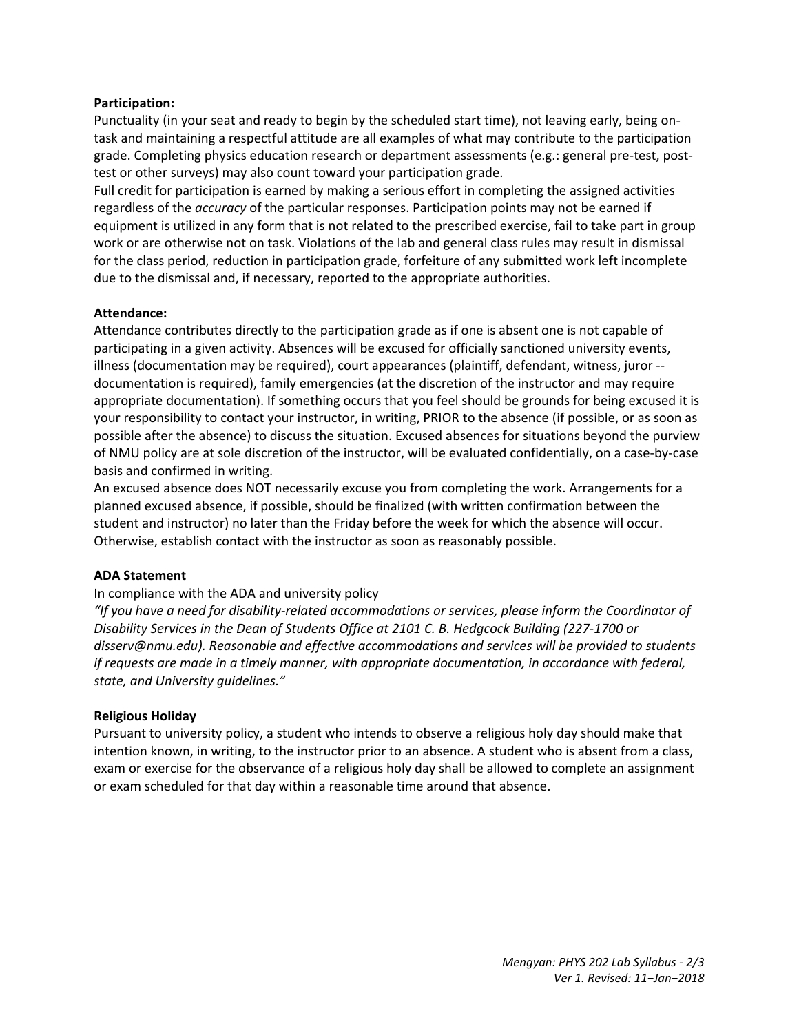**Participation:**

Punctuality (in your seat and ready to begin by the scheduled start time), not leaving early, being on-task and maintaining a respectful attitude are all examples of what may contribute to the participation grade. Completing physics education research or department assessments (e.g.: general pre-test, post-test or other surveys) may also count toward your participation grade.

Full credit for participation is earned by making a serious effort in completing the assigned activities regardless of the *accuracy* of the particular responses. Participation points may not be earned if equipment is utilized in any form that is not related to the prescribed exercise, fail to take part in group work or are otherwise not on task. Violations of the lab and general class rules may result in dismissal for the class period, reduction in participation grade, forfeiture of any submitted work left incomplete due to the dismissal and, if necessary, reported to the appropriate authorities.

**Attendance:**

Attendance contributes directly to the participation grade as if one is absent one is not capable of participating in a given activity. Absences will be excused for officially sanctioned university events, illness (documentation may be required), court appearances (plaintiff, defendant, witness, juror -- documentation is required), family emergencies (at the discretion of the instructor and may require appropriate documentation). If something occurs that you feel should be grounds for being excused it is your responsibility to contact your instructor, in writing, PRIOR to the absence (if possible, or as soon as possible after the absence) to discuss the situation. Excused absences for situations beyond the purview of NMU policy are at sole discretion of the instructor, will be evaluated confidentially, on a case-by-case basis and confirmed in writing.

An excused absence does NOT necessarily excuse you from completing the work. Arrangements for a planned excused absence, if possible, should be finalized (with written confirmation between the student and instructor) no later than the Friday before the week for which the absence will occur. Otherwise, establish contact with the instructor as soon as reasonably possible.

**ADA Statement**

In compliance with the ADA and university policy

*"If you have a need for disability-related accommodations or services, please inform the Coordinator of Disability Services in the Dean of Students Office at 2101 C. B. Hedgcock Building (227-1700 or disserv@nmu.edu). Reasonable and effective accommodations and services will be provided to students if requests are made in a timely manner, with appropriate documentation, in accordance with federal, state, and University guidelines."*

**Religious Holiday**

Pursuant to university policy, a student who intends to observe a religious holy day should make that intention known, in writing, to the instructor prior to an absence. A student who is absent from a class, exam or exercise for the observance of a religious holy day shall be allowed to complete an assignment or exam scheduled for that day within a reasonable time around that absence.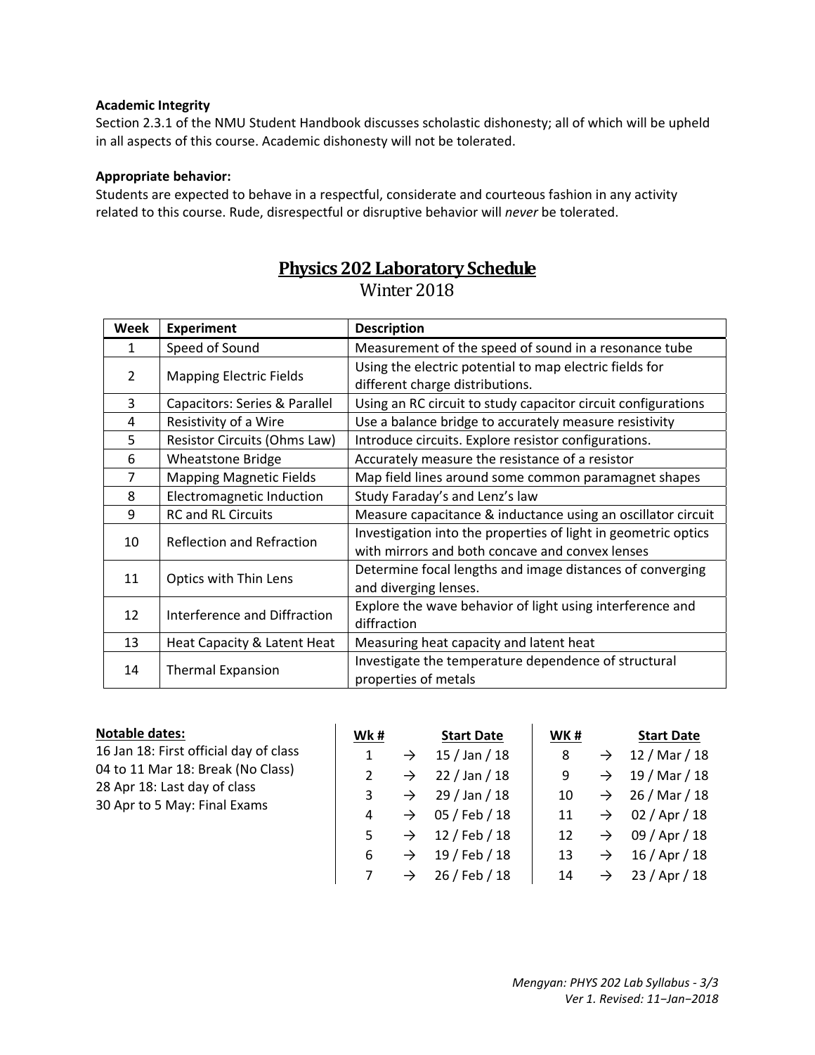**Academic Integrity**

Section 2.3.1 of the NMU Student Handbook discusses scholastic dishonesty; all of which will be upheld in all aspects of this course. Academic dishonesty will not be tolerated.

**Appropriate behavior:**

Students are expected to behave in a respectful, considerate and courteous fashion in any activity related to this course. Rude, disrespectful or disruptive behavior will *never* be tolerated.

## Physics 202 Laboratory Schedule

Winter 2018

| Week | Experiment | Description |
|---|---|---|
| 1 | Speed of Sound | Measurement of the speed of sound in a resonance tube |
| 2 | Mapping Electric Fields | Using the electric potential to map electric fields for different charge distributions. |
| 3 | Capacitors: Series & Parallel | Using an RC circuit to study capacitor circuit configurations |
| 4 | Resistivity of a Wire | Use a balance bridge to accurately measure resistivity |
| 5 | Resistor Circuits (Ohms Law) | Introduce circuits. Explore resistor configurations. |
| 6 | Wheatstone Bridge | Accurately measure the resistance of a resistor |
| 7 | Mapping Magnetic Fields | Map field lines around some common paramagnet shapes |
| 8 | Electromagnetic Induction | Study Faraday's and Lenz's law |
| 9 | RC and RL Circuits | Measure capacitance & inductance using an oscillator circuit |
| 10 | Reflection and Refraction | Investigation into the properties of light in geometric optics with mirrors and both concave and convex lenses |
| 11 | Optics with Thin Lens | Determine focal lengths and image distances of converging and diverging lenses. |
| 12 | Interference and Diffraction | Explore the wave behavior of light using interference and diffraction |
| 13 | Heat Capacity & Latent Heat | Measuring heat capacity and latent heat |
| 14 | Thermal Expansion | Investigate the temperature dependence of structural properties of metals |

**Notable dates:**

16 Jan 18: First official day of class
04 to 11 Mar 18: Break (No Class)
28 Apr 18: Last day of class
30 Apr to 5 May: Final Exams

| Wk # | | Start Date | WK # | | Start Date |
|---|---|---|---|---|---|
| 1 | → | 15 / Jan / 18 | 8 | → | 12 / Mar / 18 |
| 2 | → | 22 / Jan / 18 | 9 | → | 19 / Mar / 18 |
| 3 | → | 29 / Jan / 18 | 10 | → | 26 / Mar / 18 |
| 4 | → | 05 / Feb / 18 | 11 | → | 02 / Apr / 18 |
| 5 | → | 12 / Feb / 18 | 12 | → | 09 / Apr / 18 |
| 6 | → | 19 / Feb / 18 | 13 | → | 16 / Apr / 18 |
| 7 | → | 26 / Feb / 18 | 14 | → | 23 / Apr / 18 |